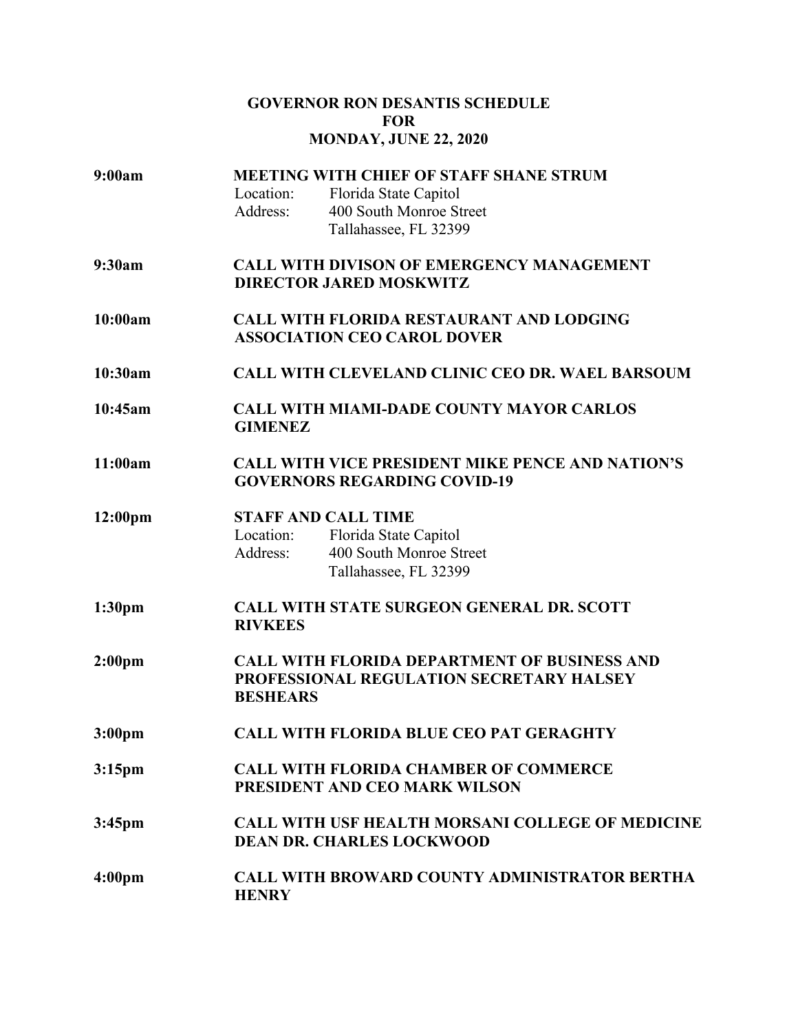# GOVERNOR RON DESANTIS SCHEDULE
# FOR
# MONDAY, JUNE 22, 2020

**9:00am** **MEETING WITH CHIEF OF STAFF SHANE STRUM**
Location: Florida State Capitol
Address: 400 South Monroe Street
Tallahassee, FL 32399

**9:30am** **CALL WITH DIVISON OF EMERGENCY MANAGEMENT DIRECTOR JARED MOSKWITZ**

**10:00am** **CALL WITH FLORIDA RESTAURANT AND LODGING ASSOCIATION CEO CAROL DOVER**

**10:30am** **CALL WITH CLEVELAND CLINIC CEO DR. WAEL BARSOUM**

**10:45am** **CALL WITH MIAMI-DADE COUNTY MAYOR CARLOS GIMENEZ**

**11:00am** **CALL WITH VICE PRESIDENT MIKE PENCE AND NATION'S GOVERNORS REGARDING COVID-19**

**12:00pm** **STAFF AND CALL TIME**
Location: Florida State Capitol
Address: 400 South Monroe Street
Tallahassee, FL 32399

**1:30pm** **CALL WITH STATE SURGEON GENERAL DR. SCOTT RIVKEES**

**2:00pm** **CALL WITH FLORIDA DEPARTMENT OF BUSINESS AND PROFESSIONAL REGULATION SECRETARY HALSEY BESHEARS**

**3:00pm** **CALL WITH FLORIDA BLUE CEO PAT GERAGHTY**

**3:15pm** **CALL WITH FLORIDA CHAMBER OF COMMERCE PRESIDENT AND CEO MARK WILSON**

**3:45pm** **CALL WITH USF HEALTH MORSANI COLLEGE OF MEDICINE DEAN DR. CHARLES LOCKWOOD**

**4:00pm** **CALL WITH BROWARD COUNTY ADMINISTRATOR BERTHA HENRY**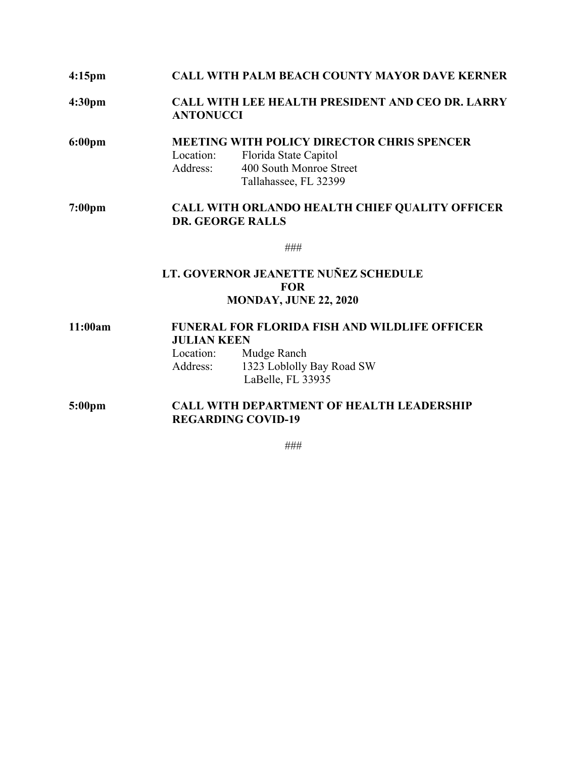**4:15pm** **CALL WITH PALM BEACH COUNTY MAYOR DAVE KERNER**

**4:30pm** **CALL WITH LEE HEALTH PRESIDENT AND CEO DR. LARRY ANTONUCCI**

**6:00pm** **MEETING WITH POLICY DIRECTOR CHRIS SPENCER**
Location: Florida State Capitol
Address: 400 South Monroe Street
Tallahassee, FL 32399

**7:00pm** **CALL WITH ORLANDO HEALTH CHIEF QUALITY OFFICER DR. GEORGE RALLS**

###

## LT. GOVERNOR JEANETTE NUÑEZ SCHEDULE FOR MONDAY, JUNE 22, 2020

**11:00am** **FUNERAL FOR FLORIDA FISH AND WILDLIFE OFFICER JULIAN KEEN**
Location: Mudge Ranch
Address: 1323 Loblolly Bay Road SW
LaBelle, FL 33935

**5:00pm** **CALL WITH DEPARTMENT OF HEALTH LEADERSHIP REGARDING COVID-19**

###